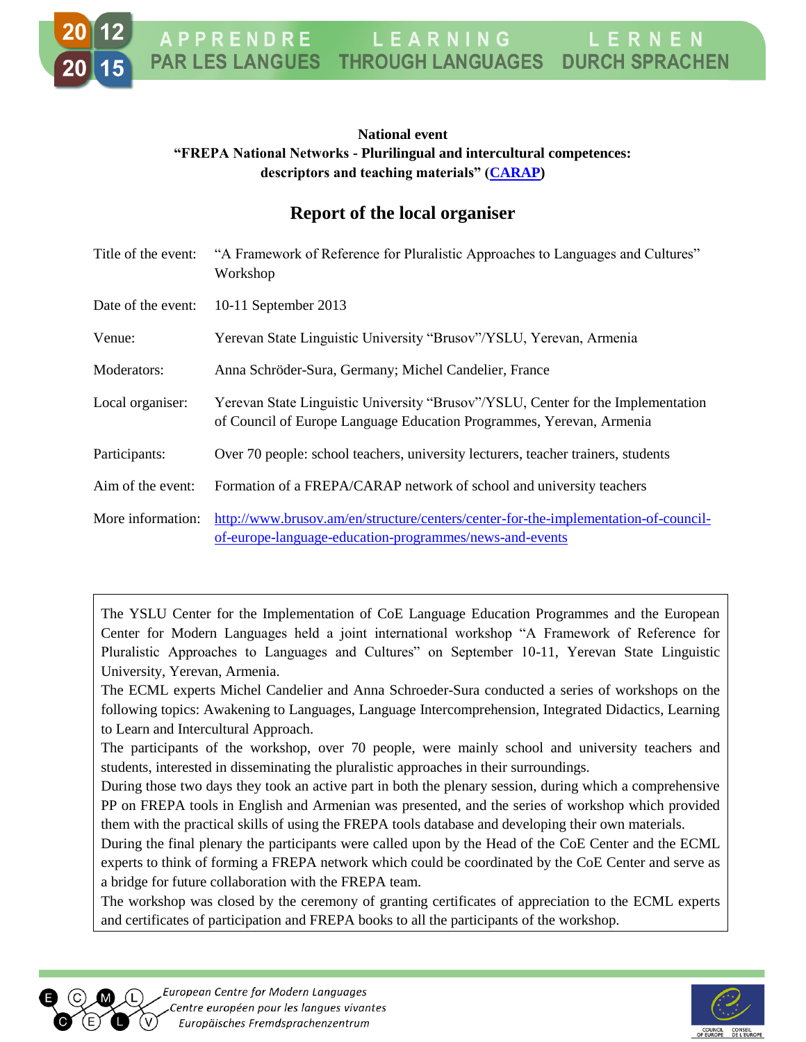**National event**
**"FREPA National Networks - Plurilingual and intercultural competences: descriptors and teaching materials" (CARAP)**

## Report of the local organiser

| | |
|---|---|
| Title of the event: | "A Framework of Reference for Pluralistic Approaches to Languages and Cultures" Workshop |
| Date of the event: | 10-11 September 2013 |
| Venue: | Yerevan State Linguistic University "Brusov"/YSLU, Yerevan, Armenia |
| Moderators: | Anna Schröder-Sura, Germany; Michel Candelier, France |
| Local organiser: | Yerevan State Linguistic University "Brusov"/YSLU, Center for the Implementation of Council of Europe Language Education Programmes, Yerevan, Armenia |
| Participants: | Over 70 people: school teachers, university lecturers, teacher trainers, students |
| Aim of the event: | Formation of a FREPA/CARAP network of school and university teachers |
| More information: | http://www.brusov.am/en/structure/centers/center-for-the-implementation-of-council-of-europe-language-education-programmes/news-and-events |

The YSLU Center for the Implementation of CoE Language Education Programmes and the European Center for Modern Languages held a joint international workshop "A Framework of Reference for Pluralistic Approaches to Languages and Cultures" on September 10-11, Yerevan State Linguistic University, Yerevan, Armenia.
The ECML experts Michel Candelier and Anna Schroeder-Sura conducted a series of workshops on the following topics: Awakening to Languages, Language Intercomprehension, Integrated Didactics, Learning to Learn and Intercultural Approach.
The participants of the workshop, over 70 people, were mainly school and university teachers and students, interested in disseminating the pluralistic approaches in their surroundings.
During those two days they took an active part in both the plenary session, during which a comprehensive PP on FREPA tools in English and Armenian was presented, and the series of workshop which provided them with the practical skills of using the FREPA tools database and developing their own materials.
During the final plenary the participants were called upon by the Head of the CoE Center and the ECML experts to think of forming a FREPA network which could be coordinated by the CoE Center and serve as a bridge for future collaboration with the FREPA team.
The workshop was closed by the ceremony of granting certificates of appreciation to the ECML experts and certificates of participation and FREPA books to all the participants of the workshop.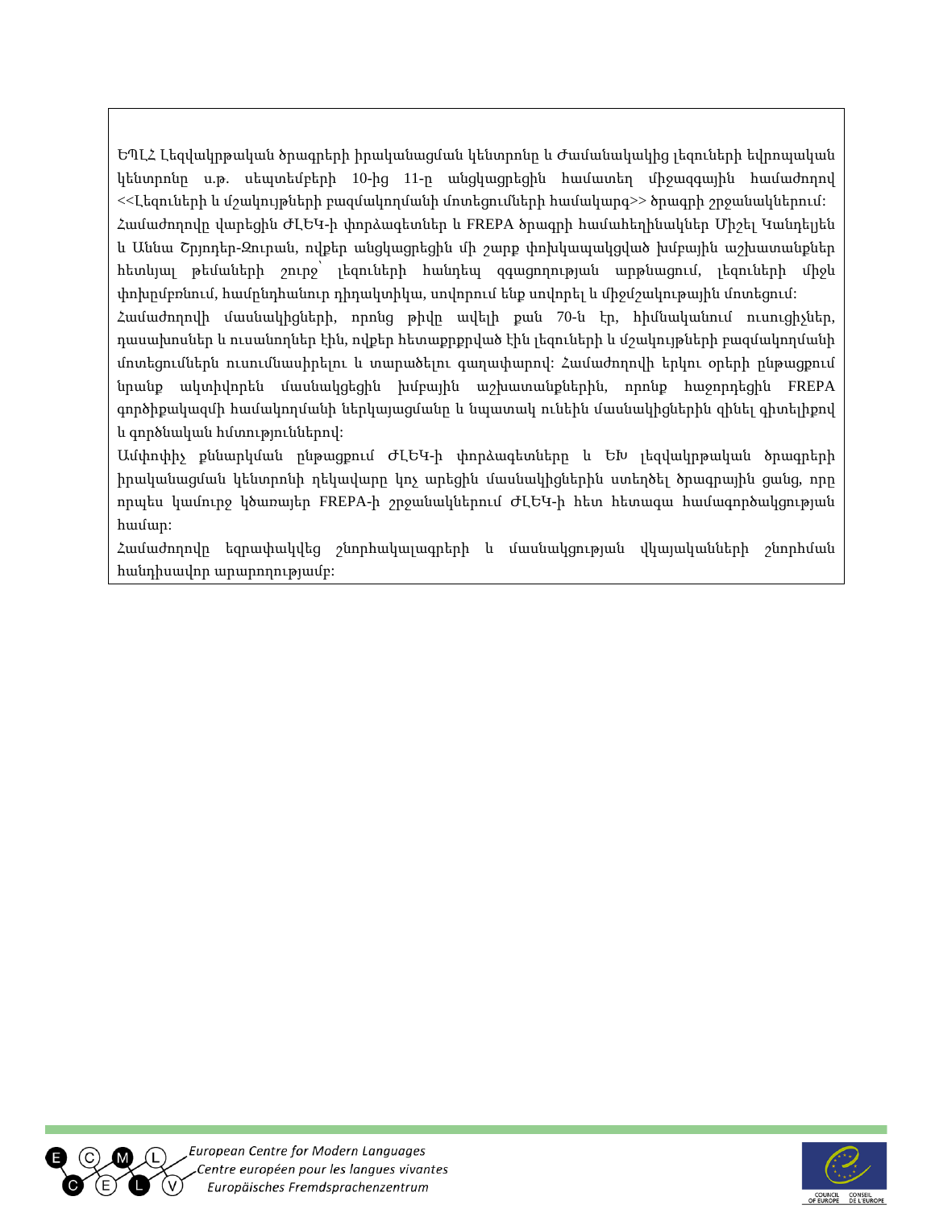ԵՊԼՀ Լեզվակրթական ծրագրերի իրականացման կենտրոնը և Ժամանակակից լեզուների եվրոպական կենտրոնը ս.թ. սեպտեմբերի 10-ից 11-ը անցկացրեցին համատեղ միջազգային համաժողով <<Լեզուների և մշակույթների բազմակողմանի մոտեցումների համակարգ>> ծրագրի շրջանակներում:

Համաժողովը վարեցին ԺԼԵԿ-ի փորձագետներ և FREPA ծրագրի համահեղինակներ Միշել Կանդելյեն և Աննա Շրյոդեր-Զուրան, ովքեր անցկացրեցին մի շարք փոխկապակցված խմբային աշխատանքներ հետևյալ թեմաների շուրջ՝ լեզուների հանդեպ զգացողության արթնացում, լեզուների միջև փոխըմբռնում, համընդհանուր դիդակտիկա, սովորում ենք սովորել և միջմշակութային մոտեցում:

Համաժողովի մասնակիցների, որոնց թիվը ավելի քան 70-ն էր, հիմնականում ուսուցիչներ, դասախոսներ և ուսանողներ էին, ովքեր հետաքրքրված էին լեզուների և մշակույթների բազմակողմանի մոտեցումներն ուսումնասիրելու և տարածելու գաղափարով: Համաժողովի երկու օրերի ընթացքում նրանք ակտիվորեն մասնակցեցին խմբային աշխատանքներին, որոնք հաջորդեցին FREPA գործիքակազմի համակողմանի ներկայացմանը և նպատակ ունեին մասնակիցներին զինել գիտելիքով և գործնական հմտություններով:

Ամփոփիչ քննարկման ընթացքում ԺԼԵԿ-ի փորձագետները և ԵԽ լեզվակրթական ծրագրերի իրականացման կենտրոնի ղեկավարը կոչ արեցին մասնակիցներին ստեղծել ծրագրային ցանց, որը որպես կամուրջ կծառայեր FREPA-ի շրջանակներում ԺԼԵԿ-ի հետ հետագա համագործակցության համար:

Համաժողովը եզրափակվեց շնորհակալագրերի և մասնակցության վկայականների շնորհման հանդիսավոր արարողությամբ: